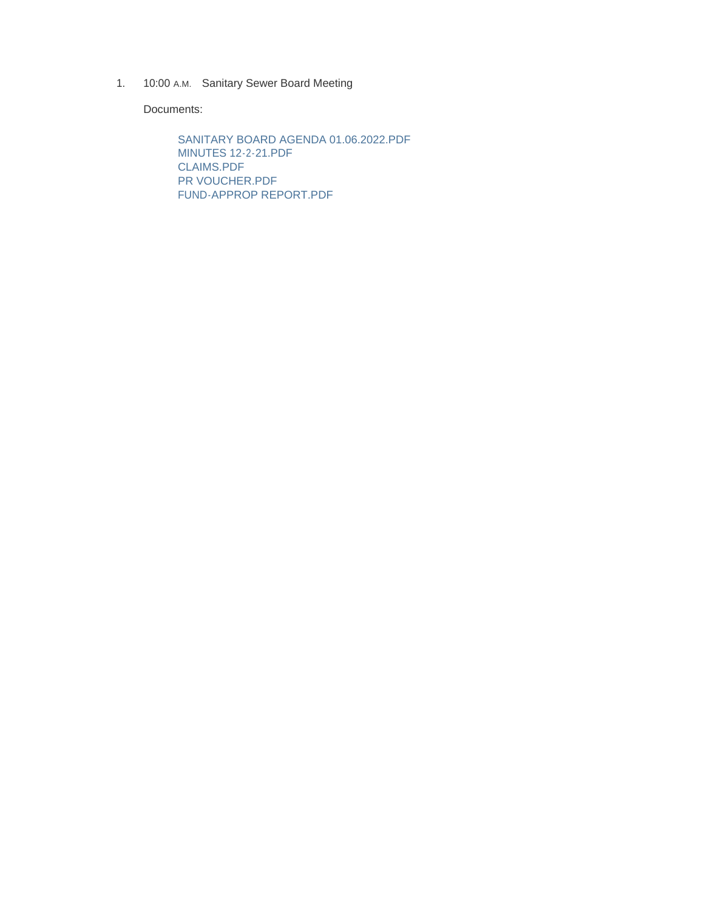1. 10:00 A.M. Sanitary Sewer Board Meeting

   Documents:

   SANITARY BOARD AGENDA 01.06.2022.PDF
   MINUTES 12-2-21.PDF
   CLAIMS.PDF
   PR VOUCHER.PDF
   FUND-APPROP REPORT.PDF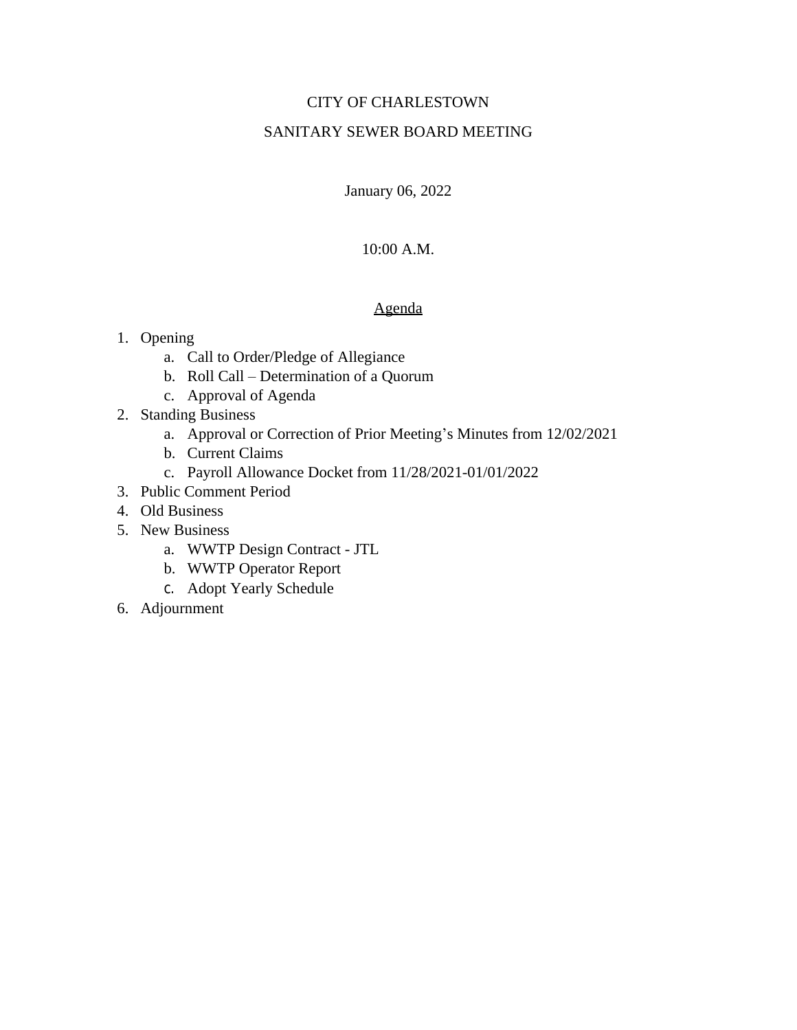CITY OF CHARLESTOWN

SANITARY SEWER BOARD MEETING

January 06, 2022

10:00 A.M.

Agenda

1. Opening
   a. Call to Order/Pledge of Allegiance
   b. Roll Call – Determination of a Quorum
   c. Approval of Agenda
2. Standing Business
   a. Approval or Correction of Prior Meeting's Minutes from 12/02/2021
   b. Current Claims
   c. Payroll Allowance Docket from 11/28/2021-01/01/2022
3. Public Comment Period
4. Old Business
5. New Business
   a. WWTP Design Contract - JTL
   b. WWTP Operator Report
   c. Adopt Yearly Schedule
6. Adjournment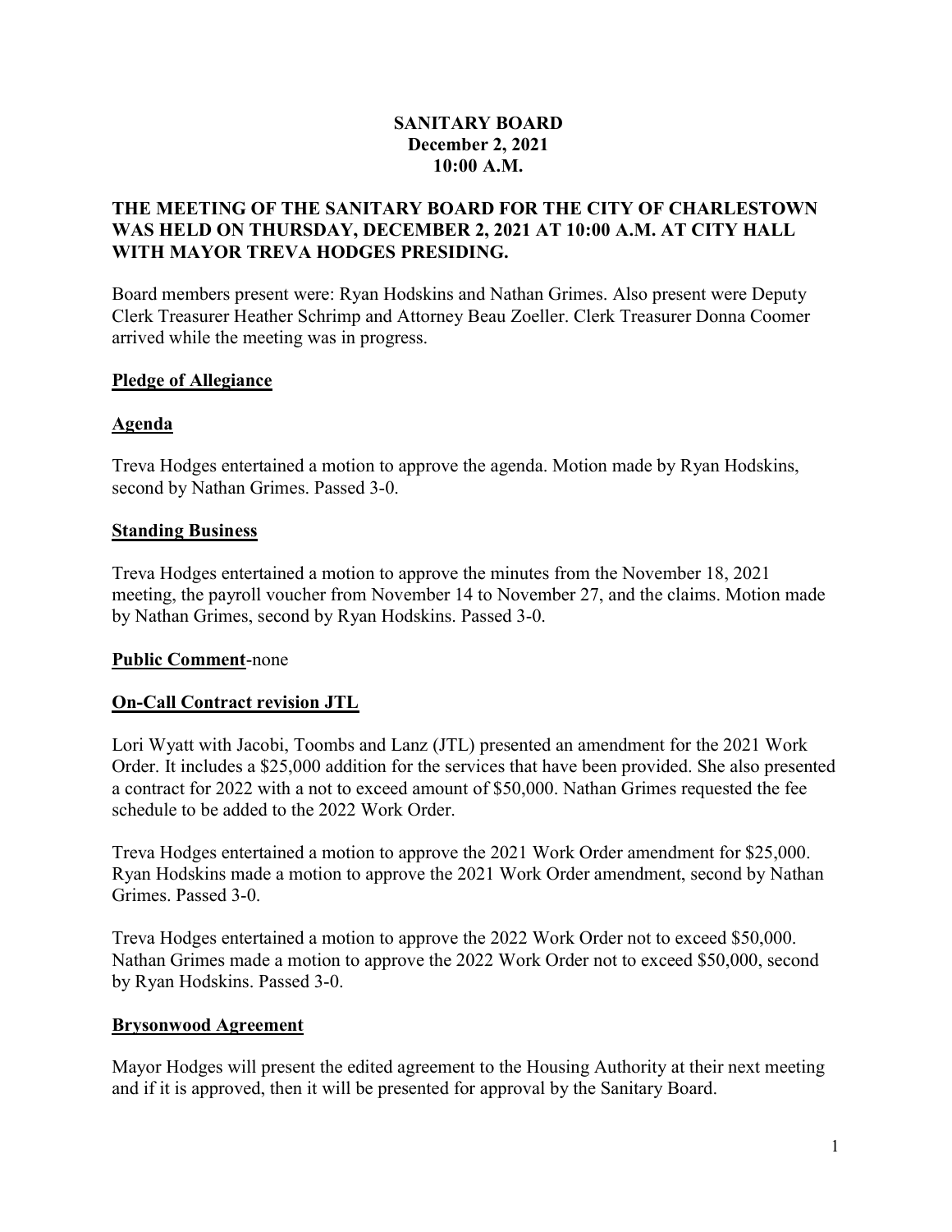**SANITARY BOARD**
**December 2, 2021**
**10:00 A.M.**

**THE MEETING OF THE SANITARY BOARD FOR THE CITY OF CHARLESTOWN WAS HELD ON THURSDAY, DECEMBER 2, 2021 AT 10:00 A.M. AT CITY HALL WITH MAYOR TREVA HODGES PRESIDING.**

Board members present were: Ryan Hodskins and Nathan Grimes. Also present were Deputy Clerk Treasurer Heather Schrimp and Attorney Beau Zoeller. Clerk Treasurer Donna Coomer arrived while the meeting was in progress.

**Pledge of Allegiance**

**Agenda**

Treva Hodges entertained a motion to approve the agenda. Motion made by Ryan Hodskins, second by Nathan Grimes. Passed 3-0.

**Standing Business**

Treva Hodges entertained a motion to approve the minutes from the November 18, 2021 meeting, the payroll voucher from November 14 to November 27, and the claims. Motion made by Nathan Grimes, second by Ryan Hodskins. Passed 3-0.

**Public Comment**-none

**On-Call Contract revision JTL**

Lori Wyatt with Jacobi, Toombs and Lanz (JTL) presented an amendment for the 2021 Work Order. It includes a $25,000 addition for the services that have been provided. She also presented a contract for 2022 with a not to exceed amount of $50,000. Nathan Grimes requested the fee schedule to be added to the 2022 Work Order.

Treva Hodges entertained a motion to approve the 2021 Work Order amendment for $25,000. Ryan Hodskins made a motion to approve the 2021 Work Order amendment, second by Nathan Grimes. Passed 3-0.

Treva Hodges entertained a motion to approve the 2022 Work Order not to exceed $50,000. Nathan Grimes made a motion to approve the 2022 Work Order not to exceed $50,000, second by Ryan Hodskins. Passed 3-0.

**Brysonwood Agreement**

Mayor Hodges will present the edited agreement to the Housing Authority at their next meeting and if it is approved, then it will be presented for approval by the Sanitary Board.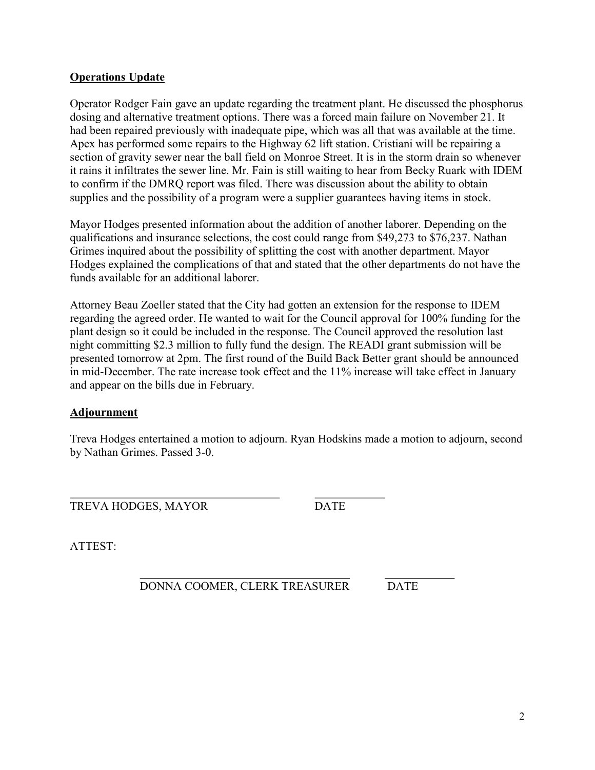## Operations Update

Operator Rodger Fain gave an update regarding the treatment plant. He discussed the phosphorus dosing and alternative treatment options. There was a forced main failure on November 21. It had been repaired previously with inadequate pipe, which was all that was available at the time. Apex has performed some repairs to the Highway 62 lift station. Cristiani will be repairing a section of gravity sewer near the ball field on Monroe Street. It is in the storm drain so whenever it rains it infiltrates the sewer line. Mr. Fain is still waiting to hear from Becky Ruark with IDEM to confirm if the DMRQ report was filed. There was discussion about the ability to obtain supplies and the possibility of a program were a supplier guarantees having items in stock.

Mayor Hodges presented information about the addition of another laborer. Depending on the qualifications and insurance selections, the cost could range from $49,273 to $76,237. Nathan Grimes inquired about the possibility of splitting the cost with another department. Mayor Hodges explained the complications of that and stated that the other departments do not have the funds available for an additional laborer.

Attorney Beau Zoeller stated that the City had gotten an extension for the response to IDEM regarding the agreed order. He wanted to wait for the Council approval for 100% funding for the plant design so it could be included in the response. The Council approved the resolution last night committing $2.3 million to fully fund the design. The READI grant submission will be presented tomorrow at 2pm. The first round of the Build Back Better grant should be announced in mid-December. The rate increase took effect and the 11% increase will take effect in January and appear on the bills due in February.

## Adjournment

Treva Hodges entertained a motion to adjourn. Ryan Hodskins made a motion to adjourn, second by Nathan Grimes. Passed 3-0.

_____________________________________ ____________

TREVA HODGES, MAYOR DATE

ATTEST:

_____________________________________ ____________

DONNA COOMER, CLERK TREASURER DATE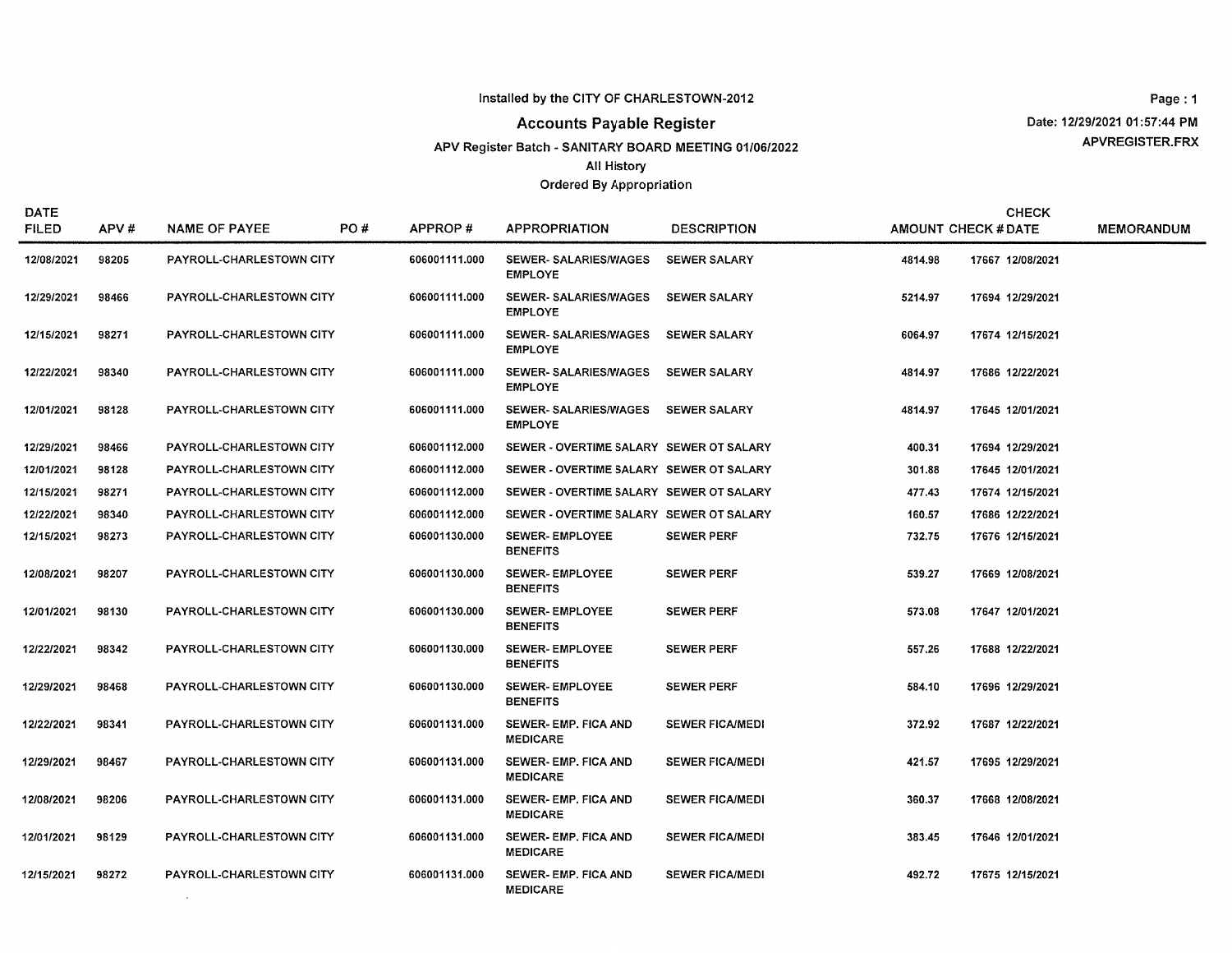Installed by the CITY OF CHARLESTOWN-2012

# Accounts Payable Register

APV Register Batch - SANITARY BOARD MEETING 01/06/2022

All History

Ordered By Appropriation

Date: 12/29/2021 01:57:44 PM

APVREGISTER.FRX

| DATE FILED | APV # | NAME OF PAYEE | PO # | APPROP # | APPROPRIATION | DESCRIPTION | AMOUNT | CHECK # | CHECK DATE | MEMORANDUM |
|---|---|---|---|---|---|---|---|---|---|---|
| 12/08/2021 | 98205 | PAYROLL-CHARLESTOWN CITY | | 606001111.000 | SEWER- SALARIES/WAGES EMPLOYE | SEWER SALARY | 4814.98 | 17667 | 12/08/2021 | |
| 12/29/2021 | 98466 | PAYROLL-CHARLESTOWN CITY | | 606001111.000 | SEWER- SALARIES/WAGES EMPLOYE | SEWER SALARY | 5214.97 | 17694 | 12/29/2021 | |
| 12/15/2021 | 98271 | PAYROLL-CHARLESTOWN CITY | | 606001111.000 | SEWER- SALARIES/WAGES EMPLOYE | SEWER SALARY | 6064.97 | 17674 | 12/15/2021 | |
| 12/22/2021 | 98340 | PAYROLL-CHARLESTOWN CITY | | 606001111.000 | SEWER- SALARIES/WAGES EMPLOYE | SEWER SALARY | 4814.97 | 17686 | 12/22/2021 | |
| 12/01/2021 | 98128 | PAYROLL-CHARLESTOWN CITY | | 606001111.000 | SEWER- SALARIES/WAGES EMPLOYE | SEWER SALARY | 4814.97 | 17645 | 12/01/2021 | |
| 12/29/2021 | 98466 | PAYROLL-CHARLESTOWN CITY | | 606001112.000 | SEWER - OVERTIME SALARY | SEWER OT SALARY | 400.31 | 17694 | 12/29/2021 | |
| 12/01/2021 | 98128 | PAYROLL-CHARLESTOWN CITY | | 606001112.000 | SEWER - OVERTIME SALARY | SEWER OT SALARY | 301.88 | 17645 | 12/01/2021 | |
| 12/15/2021 | 98271 | PAYROLL-CHARLESTOWN CITY | | 606001112.000 | SEWER - OVERTIME SALARY | SEWER OT SALARY | 477.43 | 17674 | 12/15/2021 | |
| 12/22/2021 | 98340 | PAYROLL-CHARLESTOWN CITY | | 606001112.000 | SEWER - OVERTIME SALARY | SEWER OT SALARY | 160.57 | 17686 | 12/22/2021 | |
| 12/15/2021 | 98273 | PAYROLL-CHARLESTOWN CITY | | 606001130.000 | SEWER- EMPLOYEE BENEFITS | SEWER PERF | 732.75 | 17676 | 12/15/2021 | |
| 12/08/2021 | 98207 | PAYROLL-CHARLESTOWN CITY | | 606001130.000 | SEWER- EMPLOYEE BENEFITS | SEWER PERF | 539.27 | 17669 | 12/08/2021 | |
| 12/01/2021 | 98130 | PAYROLL-CHARLESTOWN CITY | | 606001130.000 | SEWER- EMPLOYEE BENEFITS | SEWER PERF | 573.08 | 17647 | 12/01/2021 | |
| 12/22/2021 | 98342 | PAYROLL-CHARLESTOWN CITY | | 606001130.000 | SEWER- EMPLOYEE BENEFITS | SEWER PERF | 557.26 | 17688 | 12/22/2021 | |
| 12/29/2021 | 98468 | PAYROLL-CHARLESTOWN CITY | | 606001130.000 | SEWER- EMPLOYEE BENEFITS | SEWER PERF | 584.10 | 17696 | 12/29/2021 | |
| 12/22/2021 | 98341 | PAYROLL-CHARLESTOWN CITY | | 606001131.000 | SEWER- EMP. FICA AND MEDICARE | SEWER FICA/MEDI | 372.92 | 17687 | 12/22/2021 | |
| 12/29/2021 | 98467 | PAYROLL-CHARLESTOWN CITY | | 606001131.000 | SEWER- EMP. FICA AND MEDICARE | SEWER FICA/MEDI | 421.57 | 17695 | 12/29/2021 | |
| 12/08/2021 | 98206 | PAYROLL-CHARLESTOWN CITY | | 606001131.000 | SEWER- EMP. FICA AND MEDICARE | SEWER FICA/MEDI | 360.37 | 17668 | 12/08/2021 | |
| 12/01/2021 | 98129 | PAYROLL-CHARLESTOWN CITY | | 606001131.000 | SEWER- EMP. FICA AND MEDICARE | SEWER FICA/MEDI | 383.45 | 17646 | 12/01/2021 | |
| 12/15/2021 | 98272 | PAYROLL-CHARLESTOWN CITY | | 606001131.000 | SEWER- EMP. FICA AND MEDICARE | SEWER FICA/MEDI | 492.72 | 17675 | 12/15/2021 | |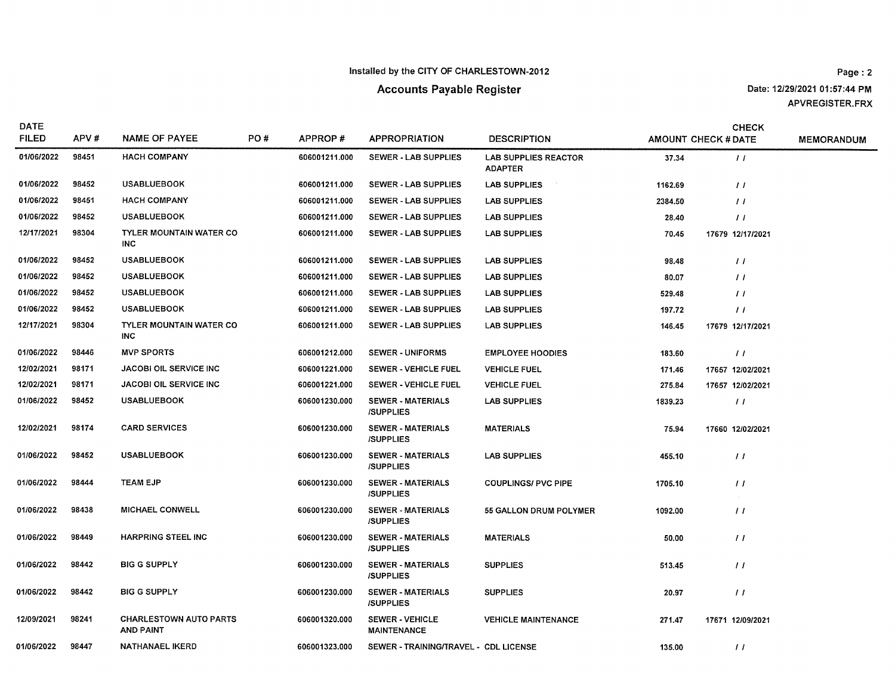Installed by the CITY OF CHARLESTOWN-2012

## Accounts Payable Register

Date: 12/29/2021 01:57:44 PM
APVREGISTER.FRX

| DATE FILED | APV # | NAME OF PAYEE | PO # | APPROP # | APPROPRIATION | DESCRIPTION | AMOUNT | CHECK # | CHECK DATE | MEMORANDUM |
|---|---|---|---|---|---|---|---|---|---|---|
| 01/06/2022 | 98451 | HACH COMPANY | | 606001211.000 | SEWER - LAB SUPPLIES | LAB SUPPLIES REACTOR ADAPTER | 37.34 | | / / | |
| 01/06/2022 | 98452 | USABLUEBOOK | | 606001211.000 | SEWER - LAB SUPPLIES | LAB SUPPLIES | 1162.69 | | / / | |
| 01/06/2022 | 98451 | HACH COMPANY | | 606001211.000 | SEWER - LAB SUPPLIES | LAB SUPPLIES | 2384.50 | | / / | |
| 01/06/2022 | 98452 | USABLUEBOOK | | 606001211.000 | SEWER - LAB SUPPLIES | LAB SUPPLIES | 28.40 | | / / | |
| 12/17/2021 | 98304 | TYLER MOUNTAIN WATER CO INC | | 606001211.000 | SEWER - LAB SUPPLIES | LAB SUPPLIES | 70.45 | 17679 | 12/17/2021 | |
| 01/06/2022 | 98452 | USABLUEBOOK | | 606001211.000 | SEWER - LAB SUPPLIES | LAB SUPPLIES | 98.48 | | / / | |
| 01/06/2022 | 98452 | USABLUEBOOK | | 606001211.000 | SEWER - LAB SUPPLIES | LAB SUPPLIES | 80.07 | | / / | |
| 01/06/2022 | 98452 | USABLUEBOOK | | 606001211.000 | SEWER - LAB SUPPLIES | LAB SUPPLIES | 529.48 | | / / | |
| 01/06/2022 | 98452 | USABLUEBOOK | | 606001211.000 | SEWER - LAB SUPPLIES | LAB SUPPLIES | 197.72 | | / / | |
| 12/17/2021 | 98304 | TYLER MOUNTAIN WATER CO INC | | 606001211.000 | SEWER - LAB SUPPLIES | LAB SUPPLIES | 146.45 | 17679 | 12/17/2021 | |
| 01/06/2022 | 98446 | MVP SPORTS | | 606001212.000 | SEWER - UNIFORMS | EMPLOYEE HOODIES | 183.60 | | / / | |
| 12/02/2021 | 98171 | JACOBI OIL SERVICE INC | | 606001221.000 | SEWER - VEHICLE FUEL | VEHICLE FUEL | 171.46 | 17657 | 12/02/2021 | |
| 12/02/2021 | 98171 | JACOBI OIL SERVICE INC | | 606001221.000 | SEWER - VEHICLE FUEL | VEHICLE FUEL | 275.84 | 17657 | 12/02/2021 | |
| 01/06/2022 | 98452 | USABLUEBOOK | | 606001230.000 | SEWER - MATERIALS /SUPPLIES | LAB SUPPLIES | 1839.23 | | / / | |
| 12/02/2021 | 98174 | CARD SERVICES | | 606001230.000 | SEWER - MATERIALS /SUPPLIES | MATERIALS | 75.94 | 17660 | 12/02/2021 | |
| 01/06/2022 | 98452 | USABLUEBOOK | | 606001230.000 | SEWER - MATERIALS /SUPPLIES | LAB SUPPLIES | 455.10 | | / / | |
| 01/06/2022 | 98444 | TEAM EJP | | 606001230.000 | SEWER - MATERIALS /SUPPLIES | COUPLINGS/ PVC PIPE | 1705.10 | | / / | |
| 01/06/2022 | 98438 | MICHAEL CONWELL | | 606001230.000 | SEWER - MATERIALS /SUPPLIES | 55 GALLON DRUM POLYMER | 1092.00 | | / / | |
| 01/06/2022 | 98449 | HARPRING STEEL INC | | 606001230.000 | SEWER - MATERIALS /SUPPLIES | MATERIALS | 50.00 | | / / | |
| 01/06/2022 | 98442 | BIG G SUPPLY | | 606001230.000 | SEWER - MATERIALS /SUPPLIES | SUPPLIES | 513.45 | | / / | |
| 01/06/2022 | 98442 | BIG G SUPPLY | | 606001230.000 | SEWER - MATERIALS /SUPPLIES | SUPPLIES | 20.97 | | / / | |
| 12/09/2021 | 98241 | CHARLESTOWN AUTO PARTS AND PAINT | | 606001320.000 | SEWER - VEHICLE MAINTENANCE | VEHICLE MAINTENANCE | 271.47 | 17671 | 12/09/2021 | |
| 01/06/2022 | 98447 | NATHANAEL IKERD | | 606001323.000 | SEWER - TRAINING/TRAVEL - | CDL LICENSE | 135.00 | | / / | |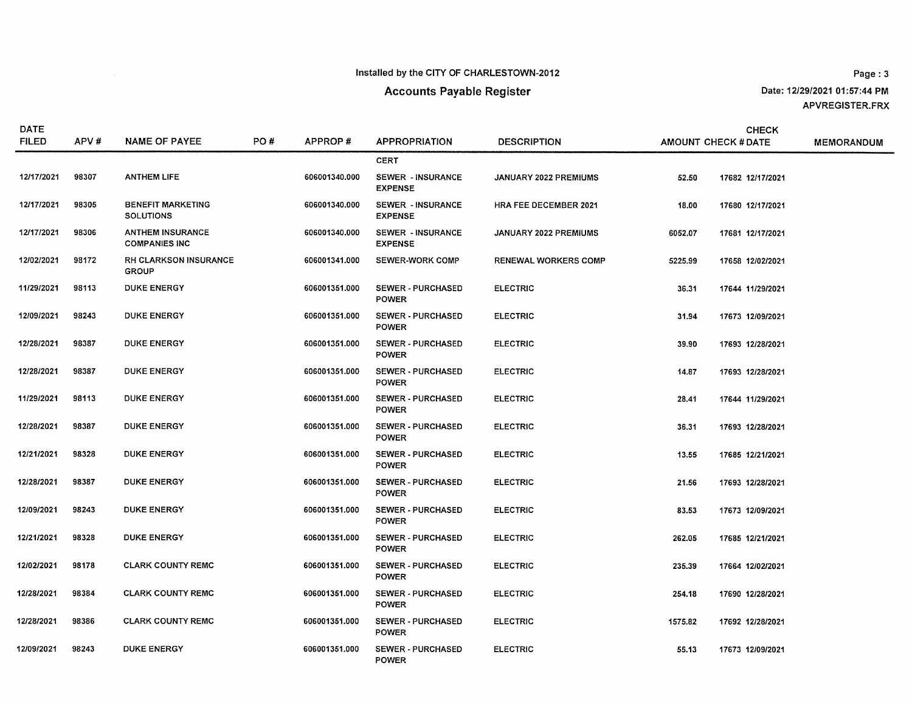Installed by the CITY OF CHARLESTOWN-2012

## Accounts Payable Register

Date: 12/29/2021 01:57:44 PM

APVREGISTER.FRX

| DATE FILED | APV # | NAME OF PAYEE | PO # | APPROP # | APPROPRIATION | DESCRIPTION | AMOUNT | CHECK # | CHECK DATE | MEMORANDUM |
|---|---|---|---|---|---|---|---|---|---|---|
| | | | | | CERT | | | | | |
| 12/17/2021 | 98307 | ANTHEM LIFE | | 606001340.000 | SEWER - INSURANCE EXPENSE | JANUARY 2022 PREMIUMS | 52.50 | 17682 | 12/17/2021 | |
| 12/17/2021 | 98305 | BENEFIT MARKETING SOLUTIONS | | 606001340.000 | SEWER - INSURANCE EXPENSE | HRA FEE DECEMBER 2021 | 18.00 | 17680 | 12/17/2021 | |
| 12/17/2021 | 98306 | ANTHEM INSURANCE COMPANIES INC | | 606001340.000 | SEWER - INSURANCE EXPENSE | JANUARY 2022 PREMIUMS | 6052.07 | 17681 | 12/17/2021 | |
| 12/02/2021 | 98172 | RH CLARKSON INSURANCE GROUP | | 606001341.000 | SEWER-WORK COMP | RENEWAL WORKERS COMP | 5225.99 | 17658 | 12/02/2021 | |
| 11/29/2021 | 98113 | DUKE ENERGY | | 606001351.000 | SEWER - PURCHASED POWER | ELECTRIC | 36.31 | 17644 | 11/29/2021 | |
| 12/09/2021 | 98243 | DUKE ENERGY | | 606001351.000 | SEWER - PURCHASED POWER | ELECTRIC | 31.94 | 17673 | 12/09/2021 | |
| 12/28/2021 | 98387 | DUKE ENERGY | | 606001351.000 | SEWER - PURCHASED POWER | ELECTRIC | 39.90 | 17693 | 12/28/2021 | |
| 12/28/2021 | 98387 | DUKE ENERGY | | 606001351.000 | SEWER - PURCHASED POWER | ELECTRIC | 14.87 | 17693 | 12/28/2021 | |
| 11/29/2021 | 98113 | DUKE ENERGY | | 606001351.000 | SEWER - PURCHASED POWER | ELECTRIC | 28.41 | 17644 | 11/29/2021 | |
| 12/28/2021 | 98387 | DUKE ENERGY | | 606001351.000 | SEWER - PURCHASED POWER | ELECTRIC | 36.31 | 17693 | 12/28/2021 | |
| 12/21/2021 | 98328 | DUKE ENERGY | | 606001351.000 | SEWER - PURCHASED POWER | ELECTRIC | 13.55 | 17685 | 12/21/2021 | |
| 12/28/2021 | 98387 | DUKE ENERGY | | 606001351.000 | SEWER - PURCHASED POWER | ELECTRIC | 21.56 | 17693 | 12/28/2021 | |
| 12/09/2021 | 98243 | DUKE ENERGY | | 606001351.000 | SEWER - PURCHASED POWER | ELECTRIC | 83.53 | 17673 | 12/09/2021 | |
| 12/21/2021 | 98328 | DUKE ENERGY | | 606001351.000 | SEWER - PURCHASED POWER | ELECTRIC | 262.05 | 17685 | 12/21/2021 | |
| 12/02/2021 | 98178 | CLARK COUNTY REMC | | 606001351.000 | SEWER - PURCHASED POWER | ELECTRIC | 235.39 | 17664 | 12/02/2021 | |
| 12/28/2021 | 98384 | CLARK COUNTY REMC | | 606001351.000 | SEWER - PURCHASED POWER | ELECTRIC | 254.18 | 17690 | 12/28/2021 | |
| 12/28/2021 | 98386 | CLARK COUNTY REMC | | 606001351.000 | SEWER - PURCHASED POWER | ELECTRIC | 1575.82 | 17692 | 12/28/2021 | |
| 12/09/2021 | 98243 | DUKE ENERGY | | 606001351.000 | SEWER - PURCHASED POWER | ELECTRIC | 55.13 | 17673 | 12/09/2021 | |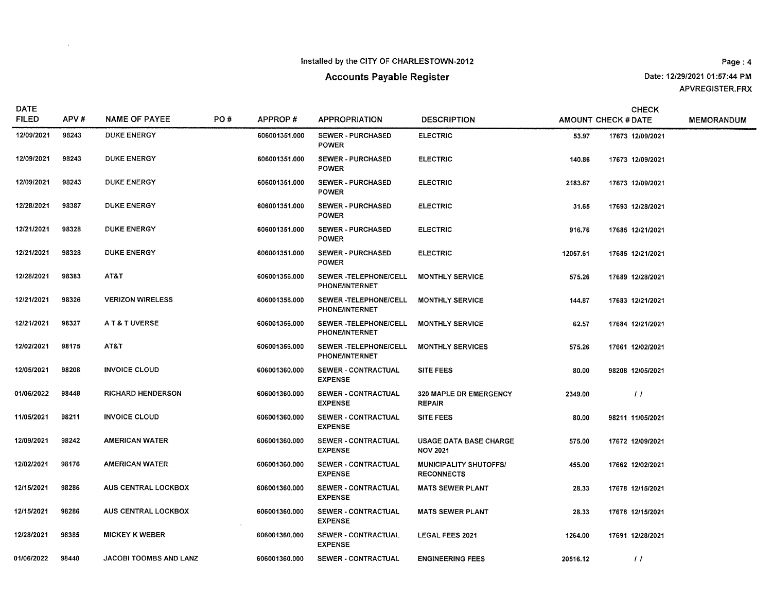Installed by the CITY OF CHARLESTOWN-2012

# Accounts Payable Register

Date: 12/29/2021 01:57:44 PM
APVREGISTER.FRX

| DATE FILED | APV # | NAME OF PAYEE | PO # | APPROP # | APPROPRIATION | DESCRIPTION | AMOUNT | CHECK # | CHECK DATE | MEMORANDUM |
|---|---|---|---|---|---|---|---|---|---|---|
| 12/09/2021 | 98243 | DUKE ENERGY | | 606001351.000 | SEWER - PURCHASED POWER | ELECTRIC | 53.97 | 17673 | 12/09/2021 | |
| 12/09/2021 | 98243 | DUKE ENERGY | | 606001351.000 | SEWER - PURCHASED POWER | ELECTRIC | 140.86 | 17673 | 12/09/2021 | |
| 12/09/2021 | 98243 | DUKE ENERGY | | 606001351.000 | SEWER - PURCHASED POWER | ELECTRIC | 2183.87 | 17673 | 12/09/2021 | |
| 12/28/2021 | 98387 | DUKE ENERGY | | 606001351.000 | SEWER - PURCHASED POWER | ELECTRIC | 31.65 | 17693 | 12/28/2021 | |
| 12/21/2021 | 98328 | DUKE ENERGY | | 606001351.000 | SEWER - PURCHASED POWER | ELECTRIC | 916.76 | 17685 | 12/21/2021 | |
| 12/21/2021 | 98328 | DUKE ENERGY | | 606001351.000 | SEWER - PURCHASED POWER | ELECTRIC | 12057.61 | 17685 | 12/21/2021 | |
| 12/28/2021 | 98383 | AT&T | | 606001356.000 | SEWER -TELEPHONE/CELL PHONE/INTERNET | MONTHLY SERVICE | 575.26 | 17689 | 12/28/2021 | |
| 12/21/2021 | 98326 | VERIZON WIRELESS | | 606001356.000 | SEWER -TELEPHONE/CELL PHONE/INTERNET | MONTHLY SERVICE | 144.87 | 17683 | 12/21/2021 | |
| 12/21/2021 | 98327 | A T & T UVERSE | | 606001356.000 | SEWER -TELEPHONE/CELL PHONE/INTERNET | MONTHLY SERVICE | 62.57 | 17684 | 12/21/2021 | |
| 12/02/2021 | 98175 | AT&T | | 606001356.000 | SEWER -TELEPHONE/CELL PHONE/INTERNET | MONTHLY SERVICES | 575.26 | 17661 | 12/02/2021 | |
| 12/05/2021 | 98208 | INVOICE CLOUD | | 606001360.000 | SEWER - CONTRACTUAL EXPENSE | SITE FEES | 80.00 | 98208 | 12/05/2021 | |
| 01/06/2022 | 98448 | RICHARD HENDERSON | | 606001360.000 | SEWER - CONTRACTUAL EXPENSE | 320 MAPLE DR EMERGENCY REPAIR | 2349.00 | | / / | |
| 11/05/2021 | 98211 | INVOICE CLOUD | | 606001360.000 | SEWER - CONTRACTUAL EXPENSE | SITE FEES | 80.00 | 98211 | 11/05/2021 | |
| 12/09/2021 | 98242 | AMERICAN WATER | | 606001360.000 | SEWER - CONTRACTUAL EXPENSE | USAGE DATA BASE CHARGE NOV 2021 | 575.00 | 17672 | 12/09/2021 | |
| 12/02/2021 | 98176 | AMERICAN WATER | | 606001360.000 | SEWER - CONTRACTUAL EXPENSE | MUNICIPALITY SHUTOFFS/ RECONNECTS | 455.00 | 17662 | 12/02/2021 | |
| 12/15/2021 | 98286 | AUS CENTRAL LOCKBOX | | 606001360.000 | SEWER - CONTRACTUAL EXPENSE | MATS SEWER PLANT | 28.33 | 17678 | 12/15/2021 | |
| 12/15/2021 | 98286 | AUS CENTRAL LOCKBOX | | 606001360.000 | SEWER - CONTRACTUAL EXPENSE | MATS SEWER PLANT | 28.33 | 17678 | 12/15/2021 | |
| 12/28/2021 | 98385 | MICKEY K WEBER | | 606001360.000 | SEWER - CONTRACTUAL EXPENSE | LEGAL FEES 2021 | 1264.00 | 17691 | 12/28/2021 | |
| 01/06/2022 | 98440 | JACOBI TOOMBS AND LANZ | | 606001360.000 | SEWER - CONTRACTUAL | ENGINEERING FEES | 20516.12 | | / / | |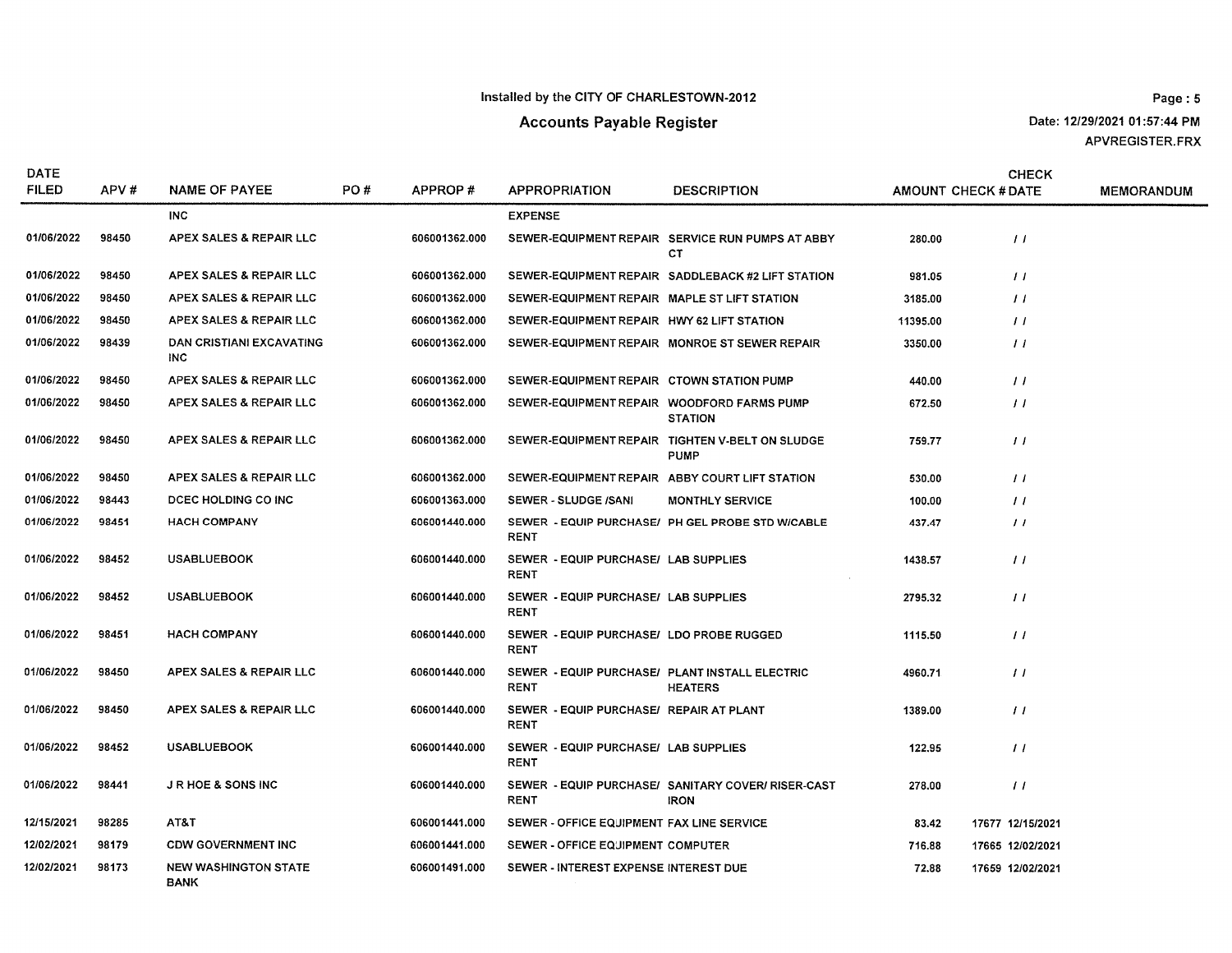Installed by the CITY OF CHARLESTOWN-2012

# Accounts Payable Register

Date: 12/29/2021 01:57:44 PM
APVREGISTER.FRX

| DATE FILED | APV # | NAME OF PAYEE | PO # | APPROP # | APPROPRIATION | DESCRIPTION | AMOUNT | CHECK # | CHECK DATE | MEMORANDUM |
|---|---|---|---|---|---|---|---|---|---|---|
| | | INC | | | EXPENSE | | | | | |
| 01/06/2022 | 98450 | APEX SALES & REPAIR LLC | | 606001362.000 | SEWER-EQUIPMENT REPAIR | SERVICE RUN PUMPS AT ABBY CT | 280.00 | | / / | |
| 01/06/2022 | 98450 | APEX SALES & REPAIR LLC | | 606001362.000 | SEWER-EQUIPMENT REPAIR | SADDLEBACK #2 LIFT STATION | 981.05 | | / / | |
| 01/06/2022 | 98450 | APEX SALES & REPAIR LLC | | 606001362.000 | SEWER-EQUIPMENT REPAIR | MAPLE ST LIFT STATION | 3185.00 | | / / | |
| 01/06/2022 | 98450 | APEX SALES & REPAIR LLC | | 606001362.000 | SEWER-EQUIPMENT REPAIR | HWY 62 LIFT STATION | 11395.00 | | / / | |
| 01/06/2022 | 98439 | DAN CRISTIANI EXCAVATING INC | | 606001362.000 | SEWER-EQUIPMENT REPAIR | MONROE ST SEWER REPAIR | 3350.00 | | / / | |
| 01/06/2022 | 98450 | APEX SALES & REPAIR LLC | | 606001362.000 | SEWER-EQUIPMENT REPAIR | CTOWN STATION PUMP | 440.00 | | / / | |
| 01/06/2022 | 98450 | APEX SALES & REPAIR LLC | | 606001362.000 | SEWER-EQUIPMENT REPAIR | WOODFORD FARMS PUMP STATION | 672.50 | | / / | |
| 01/06/2022 | 98450 | APEX SALES & REPAIR LLC | | 606001362.000 | SEWER-EQUIPMENT REPAIR | TIGHTEN V-BELT ON SLUDGE PUMP | 759.77 | | / / | |
| 01/06/2022 | 98450 | APEX SALES & REPAIR LLC | | 606001362.000 | SEWER-EQUIPMENT REPAIR | ABBY COURT LIFT STATION | 530.00 | | / / | |
| 01/06/2022 | 98443 | DCEC HOLDING CO INC | | 606001363.000 | SEWER - SLUDGE /SANI | MONTHLY SERVICE | 100.00 | | / / | |
| 01/06/2022 | 98451 | HACH COMPANY | | 606001440.000 | SEWER - EQUIP PURCHASE/ RENT | PH GEL PROBE STD W/CABLE | 437.47 | | / / | |
| 01/06/2022 | 98452 | USABLUEBOOK | | 606001440.000 | SEWER - EQUIP PURCHASE/ RENT | LAB SUPPLIES | 1438.57 | | / / | |
| 01/06/2022 | 98452 | USABLUEBOOK | | 606001440.000 | SEWER - EQUIP PURCHASE/ RENT | LAB SUPPLIES | 2795.32 | | / / | |
| 01/06/2022 | 98451 | HACH COMPANY | | 606001440.000 | SEWER - EQUIP PURCHASE/ RENT | LDO PROBE RUGGED | 1115.50 | | / / | |
| 01/06/2022 | 98450 | APEX SALES & REPAIR LLC | | 606001440.000 | SEWER - EQUIP PURCHASE/ RENT | PLANT INSTALL ELECTRIC HEATERS | 4960.71 | | / / | |
| 01/06/2022 | 98450 | APEX SALES & REPAIR LLC | | 606001440.000 | SEWER - EQUIP PURCHASE/ RENT | REPAIR AT PLANT | 1389.00 | | / / | |
| 01/06/2022 | 98452 | USABLUEBOOK | | 606001440.000 | SEWER - EQUIP PURCHASE/ RENT | LAB SUPPLIES | 122.95 | | / / | |
| 01/06/2022 | 98441 | J R HOE & SONS INC | | 606001440.000 | SEWER - EQUIP PURCHASE/ RENT | SANITARY COVER/ RISER-CAST IRON | 278.00 | | / / | |
| 12/15/2021 | 98285 | AT&T | | 606001441.000 | SEWER - OFFICE EQUIPMENT | FAX LINE SERVICE | 83.42 | 17677 | 12/15/2021 | |
| 12/02/2021 | 98179 | CDW GOVERNMENT INC | | 606001441.000 | SEWER - OFFICE EQUIPMENT | COMPUTER | 716.88 | 17665 | 12/02/2021 | |
| 12/02/2021 | 98173 | NEW WASHINGTON STATE BANK | | 606001491.000 | SEWER - INTEREST EXPENSE | INTEREST DUE | 72.88 | 17659 | 12/02/2021 | |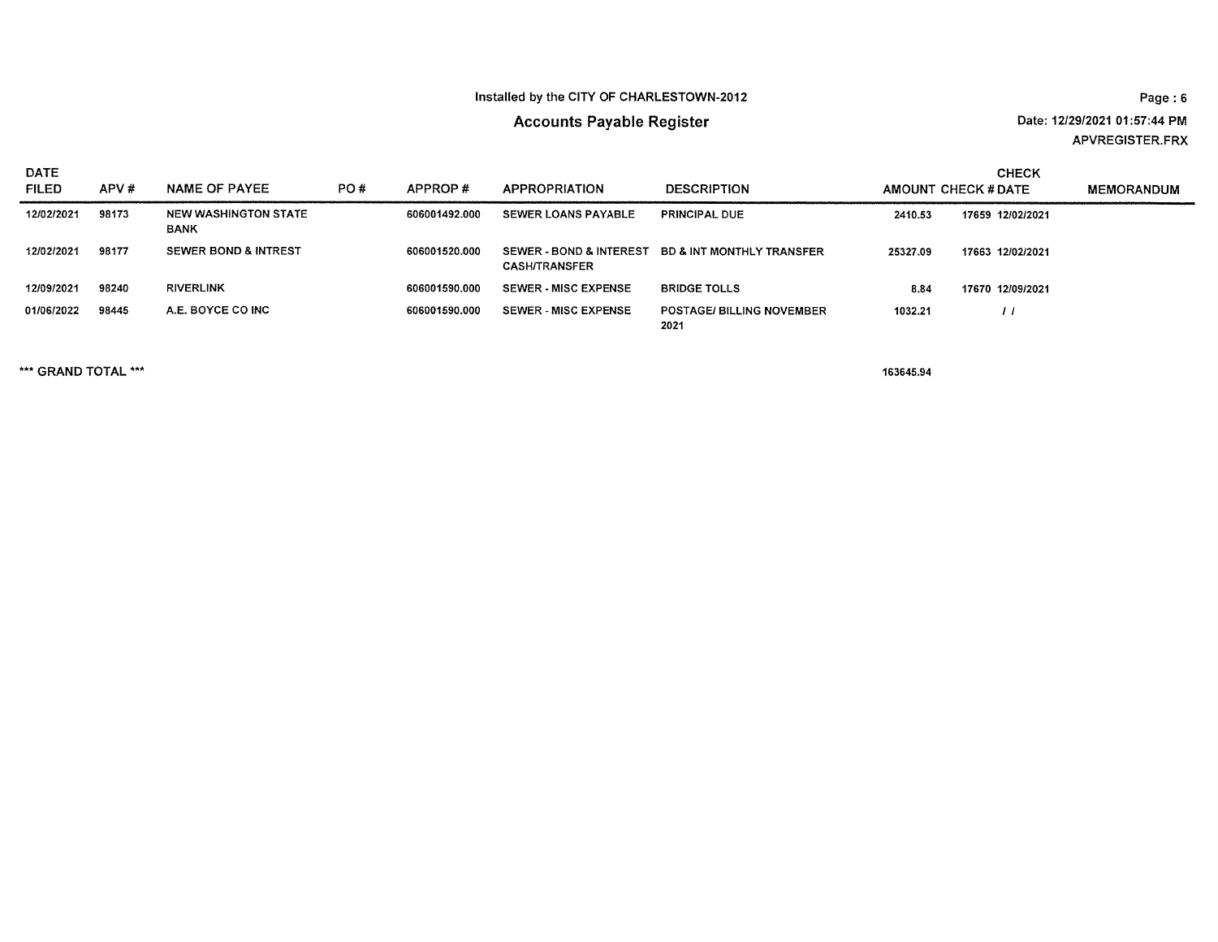# Accounts Payable Register

Installed by the CITY OF CHARLESTOWN-2012

Date: 12/29/2021 01:57:44 PM

APVREGISTER.FRX

| DATE FILED | APV # | NAME OF PAYEE | PO # | APPROP # | APPROPRIATION | DESCRIPTION | AMOUNT | CHECK # | CHECK DATE | MEMORANDUM |
|---|---|---|---|---|---|---|---|---|---|---|
| 12/02/2021 | 98173 | NEW WASHINGTON STATE BANK | | 606001492.000 | SEWER LOANS PAYABLE | PRINCIPAL DUE | 2410.53 | 17659 | 12/02/2021 | |
| 12/02/2021 | 98177 | SEWER BOND & INTREST | | 606001520.000 | SEWER - BOND & INTEREST CASH/TRANSFER | BD & INT MONTHLY TRANSFER | 25327.09 | 17663 | 12/02/2021 | |
| 12/09/2021 | 98240 | RIVERLINK | | 606001590.000 | SEWER - MISC EXPENSE | BRIDGE TOLLS | 8.84 | 17670 | 12/09/2021 | |
| 01/06/2022 | 98445 | A.E. BOYCE CO INC | | 606001590.000 | SEWER - MISC EXPENSE | POSTAGE/ BILLING NOVEMBER 2021 | 1032.21 | | / / | |

*** GRAND TOTAL *** 163645.94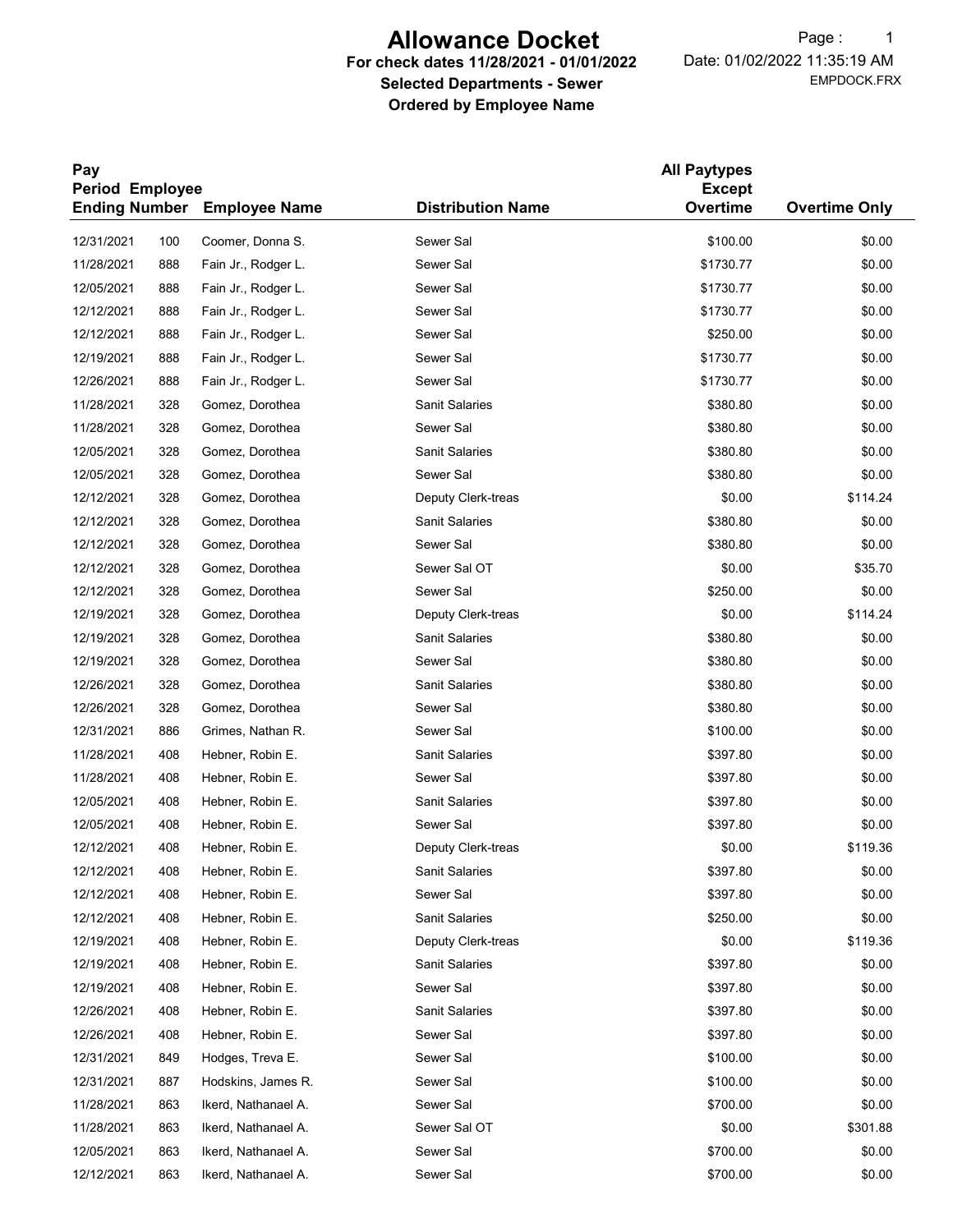# Allowance Docket

**For check dates 11/28/2021 - 01/01/2022**

**Selected Departments - Sewer**

**Ordered by Employee Name**

Date: 01/02/2022 11:35:19 AM

EMPDOCK.FRX

| Pay Period Ending | Employee Number | Employee Name | Distribution Name | All Paytypes Except Overtime | Overtime Only |
|---|---|---|---|---|---|
| 12/31/2021 | 100 | Coomer, Donna S. | Sewer Sal | $100.00 | $0.00 |
| 11/28/2021 | 888 | Fain Jr., Rodger L. | Sewer Sal | $1730.77 | $0.00 |
| 12/05/2021 | 888 | Fain Jr., Rodger L. | Sewer Sal | $1730.77 | $0.00 |
| 12/12/2021 | 888 | Fain Jr., Rodger L. | Sewer Sal | $1730.77 | $0.00 |
| 12/12/2021 | 888 | Fain Jr., Rodger L. | Sewer Sal | $250.00 | $0.00 |
| 12/19/2021 | 888 | Fain Jr., Rodger L. | Sewer Sal | $1730.77 | $0.00 |
| 12/26/2021 | 888 | Fain Jr., Rodger L. | Sewer Sal | $1730.77 | $0.00 |
| 11/28/2021 | 328 | Gomez, Dorothea | Sanit Salaries | $380.80 | $0.00 |
| 11/28/2021 | 328 | Gomez, Dorothea | Sewer Sal | $380.80 | $0.00 |
| 12/05/2021 | 328 | Gomez, Dorothea | Sanit Salaries | $380.80 | $0.00 |
| 12/05/2021 | 328 | Gomez, Dorothea | Sewer Sal | $380.80 | $0.00 |
| 12/12/2021 | 328 | Gomez, Dorothea | Deputy Clerk-treas | $0.00 | $114.24 |
| 12/12/2021 | 328 | Gomez, Dorothea | Sanit Salaries | $380.80 | $0.00 |
| 12/12/2021 | 328 | Gomez, Dorothea | Sewer Sal | $380.80 | $0.00 |
| 12/12/2021 | 328 | Gomez, Dorothea | Sewer Sal OT | $0.00 | $35.70 |
| 12/12/2021 | 328 | Gomez, Dorothea | Sewer Sal | $250.00 | $0.00 |
| 12/19/2021 | 328 | Gomez, Dorothea | Deputy Clerk-treas | $0.00 | $114.24 |
| 12/19/2021 | 328 | Gomez, Dorothea | Sanit Salaries | $380.80 | $0.00 |
| 12/19/2021 | 328 | Gomez, Dorothea | Sewer Sal | $380.80 | $0.00 |
| 12/26/2021 | 328 | Gomez, Dorothea | Sanit Salaries | $380.80 | $0.00 |
| 12/26/2021 | 328 | Gomez, Dorothea | Sewer Sal | $380.80 | $0.00 |
| 12/31/2021 | 886 | Grimes, Nathan R. | Sewer Sal | $100.00 | $0.00 |
| 11/28/2021 | 408 | Hebner, Robin E. | Sanit Salaries | $397.80 | $0.00 |
| 11/28/2021 | 408 | Hebner, Robin E. | Sewer Sal | $397.80 | $0.00 |
| 12/05/2021 | 408 | Hebner, Robin E. | Sanit Salaries | $397.80 | $0.00 |
| 12/05/2021 | 408 | Hebner, Robin E. | Sewer Sal | $397.80 | $0.00 |
| 12/12/2021 | 408 | Hebner, Robin E. | Deputy Clerk-treas | $0.00 | $119.36 |
| 12/12/2021 | 408 | Hebner, Robin E. | Sanit Salaries | $397.80 | $0.00 |
| 12/12/2021 | 408 | Hebner, Robin E. | Sewer Sal | $397.80 | $0.00 |
| 12/12/2021 | 408 | Hebner, Robin E. | Sanit Salaries | $250.00 | $0.00 |
| 12/19/2021 | 408 | Hebner, Robin E. | Deputy Clerk-treas | $0.00 | $119.36 |
| 12/19/2021 | 408 | Hebner, Robin E. | Sanit Salaries | $397.80 | $0.00 |
| 12/19/2021 | 408 | Hebner, Robin E. | Sewer Sal | $397.80 | $0.00 |
| 12/26/2021 | 408 | Hebner, Robin E. | Sanit Salaries | $397.80 | $0.00 |
| 12/26/2021 | 408 | Hebner, Robin E. | Sewer Sal | $397.80 | $0.00 |
| 12/31/2021 | 849 | Hodges, Treva E. | Sewer Sal | $100.00 | $0.00 |
| 12/31/2021 | 887 | Hodskins, James R. | Sewer Sal | $100.00 | $0.00 |
| 11/28/2021 | 863 | Ikerd, Nathanael A. | Sewer Sal | $700.00 | $0.00 |
| 11/28/2021 | 863 | Ikerd, Nathanael A. | Sewer Sal OT | $0.00 | $301.88 |
| 12/05/2021 | 863 | Ikerd, Nathanael A. | Sewer Sal | $700.00 | $0.00 |
| 12/12/2021 | 863 | Ikerd, Nathanael A. | Sewer Sal | $700.00 | $0.00 |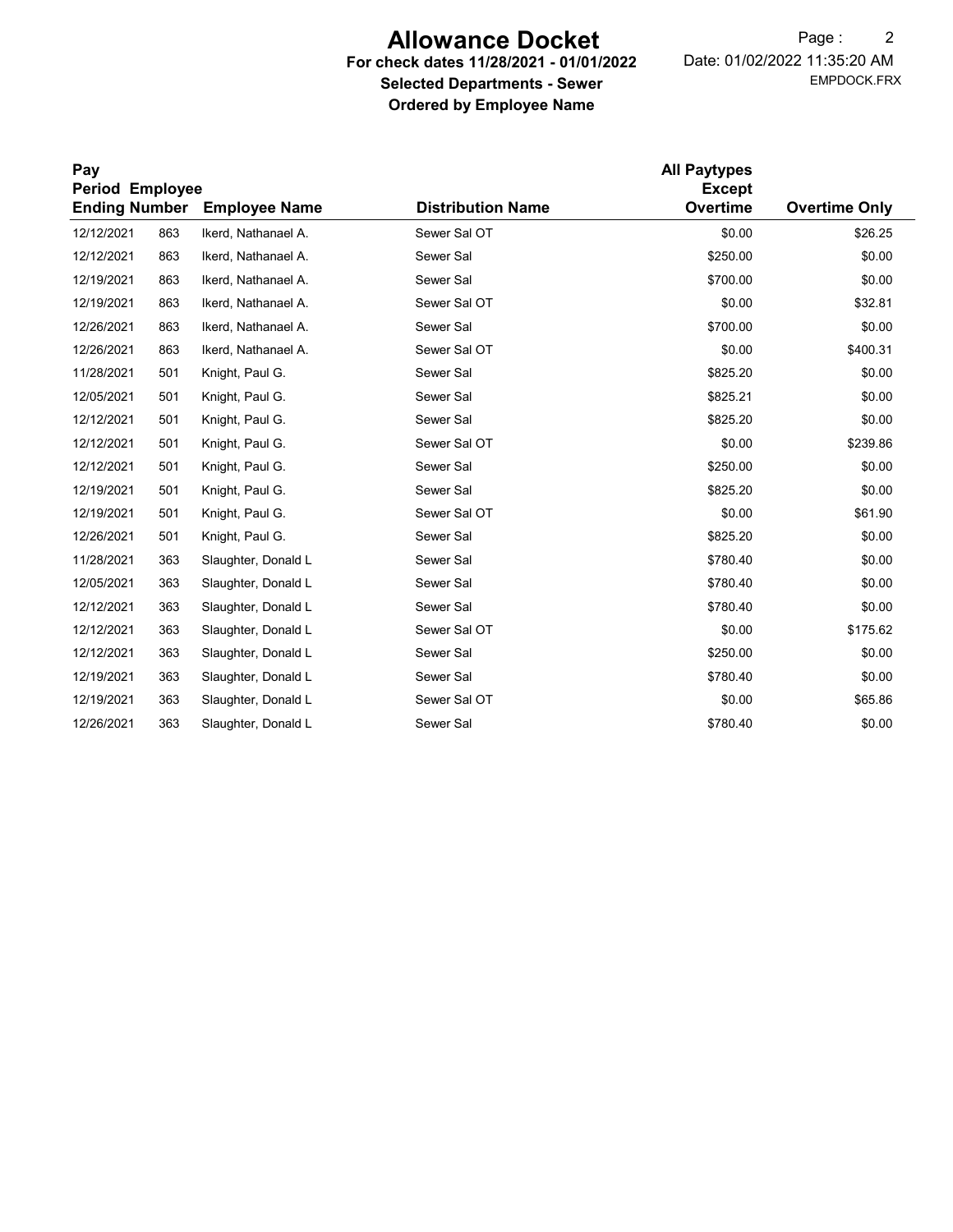# Allowance Docket

**For check dates 11/28/2021 - 01/01/2022**

**Selected Departments - Sewer**

**Ordered by Employee Name**

Date: 01/02/2022 11:35:20 AM

EMPDOCK.FRX

| Pay Period Ending | Employee Number | Employee Name | Distribution Name | All Paytypes Except Overtime | Overtime Only |
|---|---|---|---|---|---|
| 12/12/2021 | 863 | Ikerd, Nathanael A. | Sewer Sal OT | $0.00 | $26.25 |
| 12/12/2021 | 863 | Ikerd, Nathanael A. | Sewer Sal | $250.00 | $0.00 |
| 12/19/2021 | 863 | Ikerd, Nathanael A. | Sewer Sal | $700.00 | $0.00 |
| 12/19/2021 | 863 | Ikerd, Nathanael A. | Sewer Sal OT | $0.00 | $32.81 |
| 12/26/2021 | 863 | Ikerd, Nathanael A. | Sewer Sal | $700.00 | $0.00 |
| 12/26/2021 | 863 | Ikerd, Nathanael A. | Sewer Sal OT | $0.00 | $400.31 |
| 11/28/2021 | 501 | Knight, Paul G. | Sewer Sal | $825.20 | $0.00 |
| 12/05/2021 | 501 | Knight, Paul G. | Sewer Sal | $825.21 | $0.00 |
| 12/12/2021 | 501 | Knight, Paul G. | Sewer Sal | $825.20 | $0.00 |
| 12/12/2021 | 501 | Knight, Paul G. | Sewer Sal OT | $0.00 | $239.86 |
| 12/12/2021 | 501 | Knight, Paul G. | Sewer Sal | $250.00 | $0.00 |
| 12/19/2021 | 501 | Knight, Paul G. | Sewer Sal | $825.20 | $0.00 |
| 12/19/2021 | 501 | Knight, Paul G. | Sewer Sal OT | $0.00 | $61.90 |
| 12/26/2021 | 501 | Knight, Paul G. | Sewer Sal | $825.20 | $0.00 |
| 11/28/2021 | 363 | Slaughter, Donald L | Sewer Sal | $780.40 | $0.00 |
| 12/05/2021 | 363 | Slaughter, Donald L | Sewer Sal | $780.40 | $0.00 |
| 12/12/2021 | 363 | Slaughter, Donald L | Sewer Sal | $780.40 | $0.00 |
| 12/12/2021 | 363 | Slaughter, Donald L | Sewer Sal OT | $0.00 | $175.62 |
| 12/12/2021 | 363 | Slaughter, Donald L | Sewer Sal | $250.00 | $0.00 |
| 12/19/2021 | 363 | Slaughter, Donald L | Sewer Sal | $780.40 | $0.00 |
| 12/19/2021 | 363 | Slaughter, Donald L | Sewer Sal OT | $0.00 | $65.86 |
| 12/26/2021 | 363 | Slaughter, Donald L | Sewer Sal | $780.40 | $0.00 |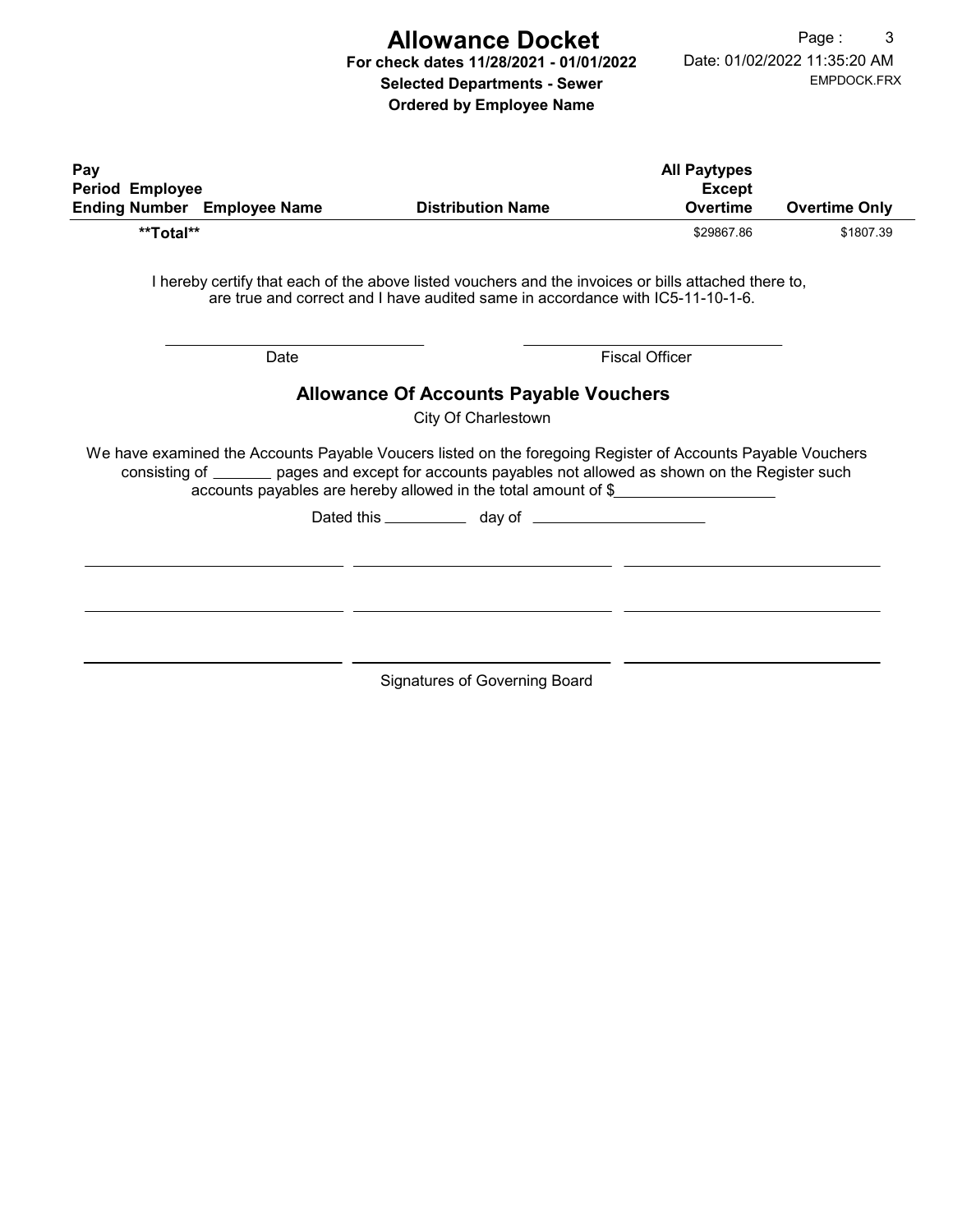# Allowance Docket

**For check dates 11/28/2021 - 01/01/2022**

**Selected Departments - Sewer**

**Ordered by Employee Name**

Date: 01/02/2022 11:35:20 AM

EMPDOCK.FRX

| Pay Period Ending | Employee Number | Employee Name | Distribution Name | All Paytypes Except Overtime | Overtime Only |
|---|---|---|---|---|---|
| **\*\*Total\*\*** | | | | $29867.86 | $1807.39 |

I hereby certify that each of the above listed vouchers and the invoices or bills attached there to, are true and correct and I have audited same in accordance with IC5-11-10-1-6.

\_\_\_\_\_\_\_\_\_\_\_\_\_\_\_\_\_\_\_\_\_\_\_\_\_\_\_\_ Date

\_\_\_\_\_\_\_\_\_\_\_\_\_\_\_\_\_\_\_\_\_\_\_\_\_\_\_\_ Fiscal Officer

## Allowance Of Accounts Payable Vouchers

City Of Charlestown

We have examined the Accounts Payable Voucers listed on the foregoing Register of Accounts Payable Vouchers consisting of \_\_\_\_\_\_\_ pages and except for accounts payables not allowed as shown on the Register such accounts payables are hereby allowed in the total amount of $\_\_\_\_\_\_\_\_\_\_\_\_\_\_\_\_\_\_\_\_

Dated this \_\_\_\_\_\_\_\_\_\_ day of \_\_\_\_\_\_\_\_\_\_\_\_\_\_\_\_\_\_\_\_\_

Signatures of Governing Board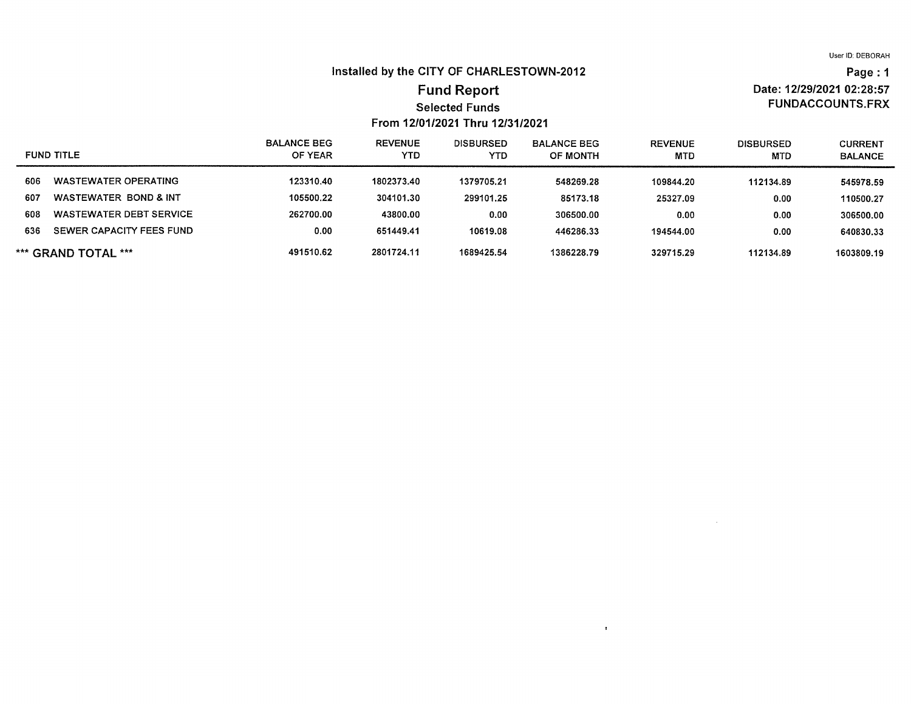User ID: DEBORAH

# Installed by the CITY OF CHARLESTOWN-2012

## Fund Report

### Selected Funds

### From 12/01/2021 Thru 12/31/2021

**Page : 1**

**Date: 12/29/2021 02:28:57**

**FUNDACCOUNTS.FRX**

| FUND TITLE | BALANCE BEG OF YEAR | REVENUE YTD | DISBURSED YTD | BALANCE BEG OF MONTH | REVENUE MTD | DISBURSED MTD | CURRENT BALANCE |
|---|---|---|---|---|---|---|---|
| 606 WASTEWATER OPERATING | 123310.40 | 1802373.40 | 1379705.21 | 548269.28 | 109844.20 | 112134.89 | 545978.59 |
| 607 WASTEWATER BOND & INT | 105500.22 | 304101.30 | 299101.25 | 85173.18 | 25327.09 | 0.00 | 110500.27 |
| 608 WASTEWATER DEBT SERVICE | 262700.00 | 43800.00 | 0.00 | 306500.00 | 0.00 | 0.00 | 306500.00 |
| 636 SEWER CAPACITY FEES FUND | 0.00 | 651449.41 | 10619.08 | 446286.33 | 194544.00 | 0.00 | 640830.33 |
| **\*\*\* GRAND TOTAL \*\*\*** | 491510.62 | 2801724.11 | 1689425.54 | 1386228.79 | 329715.29 | 112134.89 | 1603809.19 |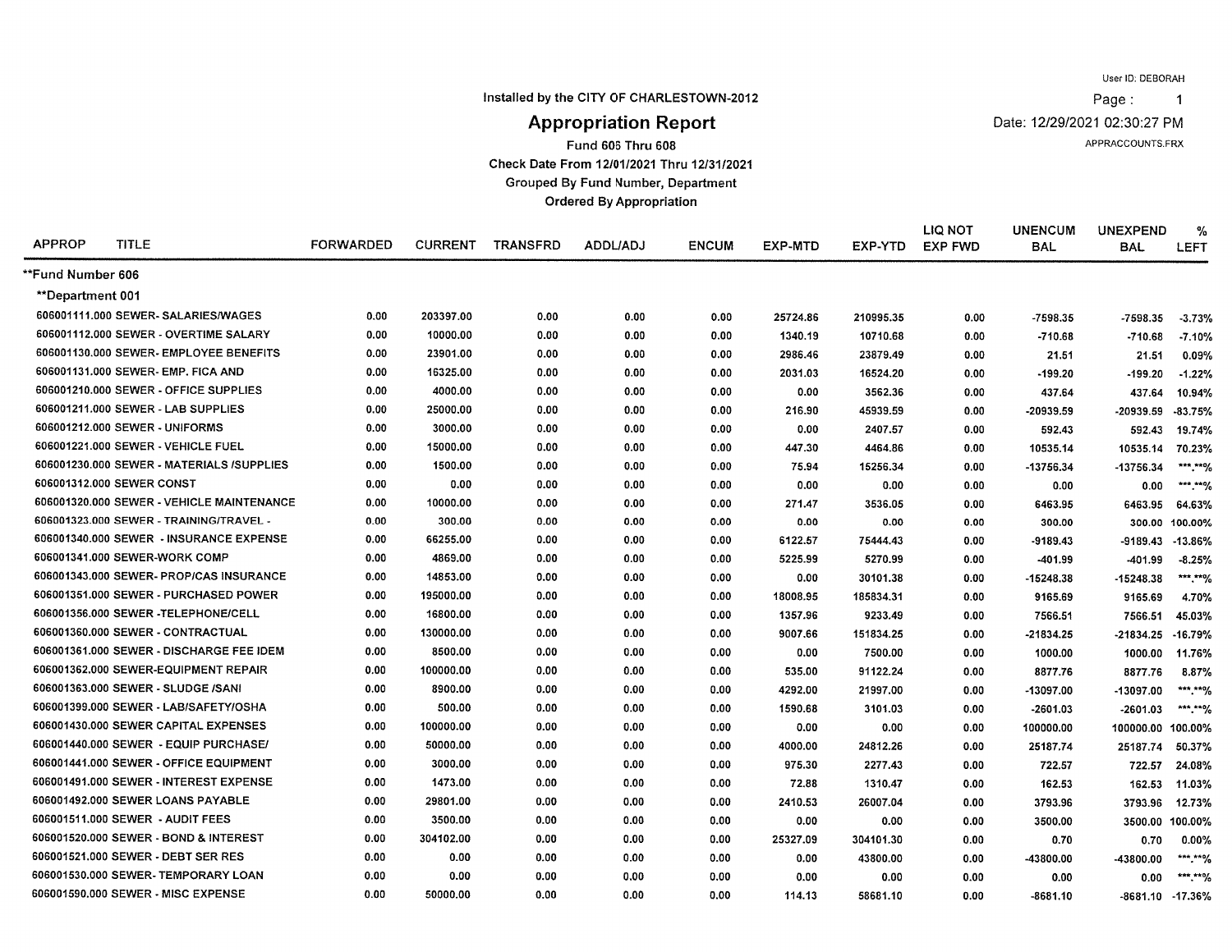Installed by the CITY OF CHARLESTOWN-2012

# Appropriation Report

Fund 606 Thru 608

Check Date From 12/01/2021 Thru 12/31/2021

Grouped By Fund Number, Department

Ordered By Appropriation

User ID: DEBORAH

Date: 12/29/2021 02:30:27 PM

APPRACCOUNTS.FRX

| APPROP | TITLE | FORWARDED | CURRENT | TRANSFRD | ADDL/ADJ | ENCUM | EXP-MTD | EXP-YTD | LIQ NOT EXP FWD | UNENCUM BAL | UNEXPEND BAL | % LEFT |
|---|---|---|---|---|---|---|---|---|---|---|---|---|
| **Fund Number 606 | | | | | | | | | | | | |
| **Department 001 | | | | | | | | | | | | |
| 606001111.000 | SEWER- SALARIES/WAGES | 0.00 | 203397.00 | 0.00 | 0.00 | 0.00 | 25724.86 | 210995.35 | 0.00 | -7598.35 | -7598.35 | -3.73% |
| 606001112.000 | SEWER - OVERTIME SALARY | 0.00 | 10000.00 | 0.00 | 0.00 | 0.00 | 1340.19 | 10710.68 | 0.00 | -710.68 | -710.68 | -7.10% |
| 606001130.000 | SEWER- EMPLOYEE BENEFITS | 0.00 | 23901.00 | 0.00 | 0.00 | 0.00 | 2986.46 | 23879.49 | 0.00 | 21.51 | 21.51 | 0.09% |
| 606001131.000 | SEWER- EMP. FICA AND | 0.00 | 16325.00 | 0.00 | 0.00 | 0.00 | 2031.03 | 16524.20 | 0.00 | -199.20 | -199.20 | -1.22% |
| 606001210.000 | SEWER - OFFICE SUPPLIES | 0.00 | 4000.00 | 0.00 | 0.00 | 0.00 | 0.00 | 3562.36 | 0.00 | 437.64 | 437.64 | 10.94% |
| 606001211.000 | SEWER - LAB SUPPLIES | 0.00 | 25000.00 | 0.00 | 0.00 | 0.00 | 216.90 | 45939.59 | 0.00 | -20939.59 | -20939.59 | -83.75% |
| 606001212.000 | SEWER - UNIFORMS | 0.00 | 3000.00 | 0.00 | 0.00 | 0.00 | 0.00 | 2407.57 | 0.00 | 592.43 | 592.43 | 19.74% |
| 606001221.000 | SEWER - VEHICLE FUEL | 0.00 | 15000.00 | 0.00 | 0.00 | 0.00 | 447.30 | 4464.86 | 0.00 | 10535.14 | 10535.14 | 70.23% |
| 606001230.000 | SEWER - MATERIALS /SUPPLIES | 0.00 | 1500.00 | 0.00 | 0.00 | 0.00 | 75.94 | 15256.34 | 0.00 | -13756.34 | -13756.34 | ***.**% |
| 606001312.000 | SEWER CONST | 0.00 | 0.00 | 0.00 | 0.00 | 0.00 | 0.00 | 0.00 | 0.00 | 0.00 | 0.00 | ***.**% |
| 606001320.000 | SEWER - VEHICLE MAINTENANCE | 0.00 | 10000.00 | 0.00 | 0.00 | 0.00 | 271.47 | 3536.05 | 0.00 | 6463.95 | 6463.95 | 64.63% |
| 606001323.000 | SEWER - TRAINING/TRAVEL - | 0.00 | 300.00 | 0.00 | 0.00 | 0.00 | 0.00 | 0.00 | 0.00 | 300.00 | 300.00 | 100.00% |
| 606001340.000 | SEWER - INSURANCE EXPENSE | 0.00 | 66255.00 | 0.00 | 0.00 | 0.00 | 6122.57 | 75444.43 | 0.00 | -9189.43 | -9189.43 | -13.86% |
| 606001341.000 | SEWER-WORK COMP | 0.00 | 4869.00 | 0.00 | 0.00 | 0.00 | 5225.99 | 5270.99 | 0.00 | -401.99 | -401.99 | -8.25% |
| 606001343.000 | SEWER- PROP/CAS INSURANCE | 0.00 | 14853.00 | 0.00 | 0.00 | 0.00 | 0.00 | 30101.38 | 0.00 | -15248.38 | -15248.38 | ***.**% |
| 606001351.000 | SEWER - PURCHASED POWER | 0.00 | 195000.00 | 0.00 | 0.00 | 0.00 | 18008.95 | 185834.31 | 0.00 | 9165.69 | 9165.69 | 4.70% |
| 606001356.000 | SEWER -TELEPHONE/CELL | 0.00 | 16800.00 | 0.00 | 0.00 | 0.00 | 1357.96 | 9233.49 | 0.00 | 7566.51 | 7566.51 | 45.03% |
| 606001360.000 | SEWER - CONTRACTUAL | 0.00 | 130000.00 | 0.00 | 0.00 | 0.00 | 9007.66 | 151834.25 | 0.00 | -21834.25 | -21834.25 | -16.79% |
| 606001361.000 | SEWER - DISCHARGE FEE IDEM | 0.00 | 8500.00 | 0.00 | 0.00 | 0.00 | 0.00 | 7500.00 | 0.00 | 1000.00 | 1000.00 | 11.76% |
| 606001362.000 | SEWER-EQUIPMENT REPAIR | 0.00 | 100000.00 | 0.00 | 0.00 | 0.00 | 535.00 | 91122.24 | 0.00 | 8877.76 | 8877.76 | 8.87% |
| 606001363.000 | SEWER - SLUDGE /SANI | 0.00 | 8900.00 | 0.00 | 0.00 | 0.00 | 4292.00 | 21997.00 | 0.00 | -13097.00 | -13097.00 | ***.**% |
| 606001399.000 | SEWER - LAB/SAFETY/OSHA | 0.00 | 500.00 | 0.00 | 0.00 | 0.00 | 1590.68 | 3101.03 | 0.00 | -2601.03 | -2601.03 | ***.**% |
| 606001430.000 | SEWER CAPITAL EXPENSES | 0.00 | 100000.00 | 0.00 | 0.00 | 0.00 | 0.00 | 0.00 | 0.00 | 100000.00 | 100000.00 | 100.00% |
| 606001440.000 | SEWER - EQUIP PURCHASE/ | 0.00 | 50000.00 | 0.00 | 0.00 | 0.00 | 4000.00 | 24812.26 | 0.00 | 25187.74 | 25187.74 | 50.37% |
| 606001441.000 | SEWER - OFFICE EQUIPMENT | 0.00 | 3000.00 | 0.00 | 0.00 | 0.00 | 975.30 | 2277.43 | 0.00 | 722.57 | 722.57 | 24.08% |
| 606001491.000 | SEWER - INTEREST EXPENSE | 0.00 | 1473.00 | 0.00 | 0.00 | 0.00 | 72.88 | 1310.47 | 0.00 | 162.53 | 162.53 | 11.03% |
| 606001492.000 | SEWER LOANS PAYABLE | 0.00 | 29801.00 | 0.00 | 0.00 | 0.00 | 2410.53 | 26007.04 | 0.00 | 3793.96 | 3793.96 | 12.73% |
| 606001511.000 | SEWER - AUDIT FEES | 0.00 | 3500.00 | 0.00 | 0.00 | 0.00 | 0.00 | 0.00 | 0.00 | 3500.00 | 3500.00 | 100.00% |
| 606001520.000 | SEWER - BOND & INTEREST | 0.00 | 304102.00 | 0.00 | 0.00 | 0.00 | 25327.09 | 304101.30 | 0.00 | 0.70 | 0.70 | 0.00% |
| 606001521.000 | SEWER - DEBT SER RES | 0.00 | 0.00 | 0.00 | 0.00 | 0.00 | 0.00 | 43800.00 | 0.00 | -43800.00 | -43800.00 | ***.**% |
| 606001530.000 | SEWER- TEMPORARY LOAN | 0.00 | 0.00 | 0.00 | 0.00 | 0.00 | 0.00 | 0.00 | 0.00 | 0.00 | 0.00 | ***.**% |
| 606001590.000 | SEWER - MISC EXPENSE | 0.00 | 50000.00 | 0.00 | 0.00 | 0.00 | 114.13 | 58681.10 | 0.00 | -8681.10 | -8681.10 | -17.36% |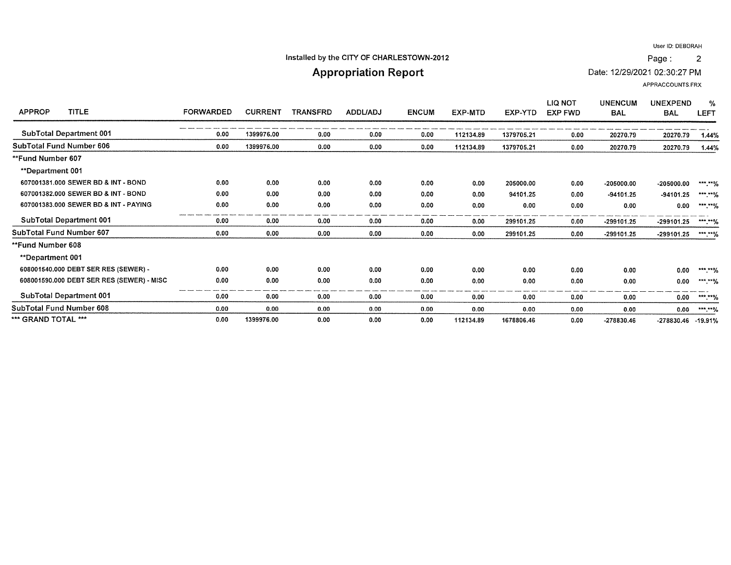Installed by the CITY OF CHARLESTOWN-2012

# Appropriation Report

User ID: DEBORAH

Date: 12/29/2021 02:30:27 PM

APPRACCOUNTS.FRX

| APPROP TITLE | FORWARDED | CURRENT | TRANSFRD | ADDL/ADJ | ENCUM | EXP-MTD | EXP-YTD | LIQ NOT EXP FWD | UNENCUM BAL | UNEXPEND BAL | % LEFT |
|---|---|---|---|---|---|---|---|---|---|---|---|
| SubTotal Department 001 | 0.00 | 1399976.00 | 0.00 | 0.00 | 0.00 | 112134.89 | 1379705.21 | 0.00 | 20270.79 | 20270.79 | 1.44% |
| SubTotal Fund Number 606 | 0.00 | 1399976.00 | 0.00 | 0.00 | 0.00 | 112134.89 | 1379705.21 | 0.00 | 20270.79 | 20270.79 | 1.44% |
| **Fund Number 607 | | | | | | | | | | | |
| **Department 001 | | | | | | | | | | | |
| 607001381.000 SEWER BD & INT - BOND | 0.00 | 0.00 | 0.00 | 0.00 | 0.00 | 0.00 | 205000.00 | 0.00 | -205000.00 | -205000.00 | ***.**% |
| 607001382.000 SEWER BD & INT - BOND | 0.00 | 0.00 | 0.00 | 0.00 | 0.00 | 0.00 | 94101.25 | 0.00 | -94101.25 | -94101.25 | ***.**% |
| 607001383.000 SEWER BD & INT - PAYING | 0.00 | 0.00 | 0.00 | 0.00 | 0.00 | 0.00 | 0.00 | 0.00 | 0.00 | 0.00 | ***.**% |
| SubTotal Department 001 | 0.00 | 0.00 | 0.00 | 0.00 | 0.00 | 0.00 | 299101.25 | 0.00 | -299101.25 | -299101.25 | ***.**% |
| SubTotal Fund Number 607 | 0.00 | 0.00 | 0.00 | 0.00 | 0.00 | 0.00 | 299101.25 | 0.00 | -299101.25 | -299101.25 | ***.**% |
| **Fund Number 608 | | | | | | | | | | | |
| **Department 001 | | | | | | | | | | | |
| 608001540.000 DEBT SER RES (SEWER) - | 0.00 | 0.00 | 0.00 | 0.00 | 0.00 | 0.00 | 0.00 | 0.00 | 0.00 | 0.00 | ***.**% |
| 608001590.000 DEBT SER RES (SEWER) - MISC | 0.00 | 0.00 | 0.00 | 0.00 | 0.00 | 0.00 | 0.00 | 0.00 | 0.00 | 0.00 | ***.**% |
| SubTotal Department 001 | 0.00 | 0.00 | 0.00 | 0.00 | 0.00 | 0.00 | 0.00 | 0.00 | 0.00 | 0.00 | ***.**% |
| SubTotal Fund Number 608 | 0.00 | 0.00 | 0.00 | 0.00 | 0.00 | 0.00 | 0.00 | 0.00 | 0.00 | 0.00 | ***.**% |
| *** GRAND TOTAL *** | 0.00 | 1399976.00 | 0.00 | 0.00 | 0.00 | 112134.89 | 1678806.46 | 0.00 | -278830.46 | -278830.46 | -19.91% |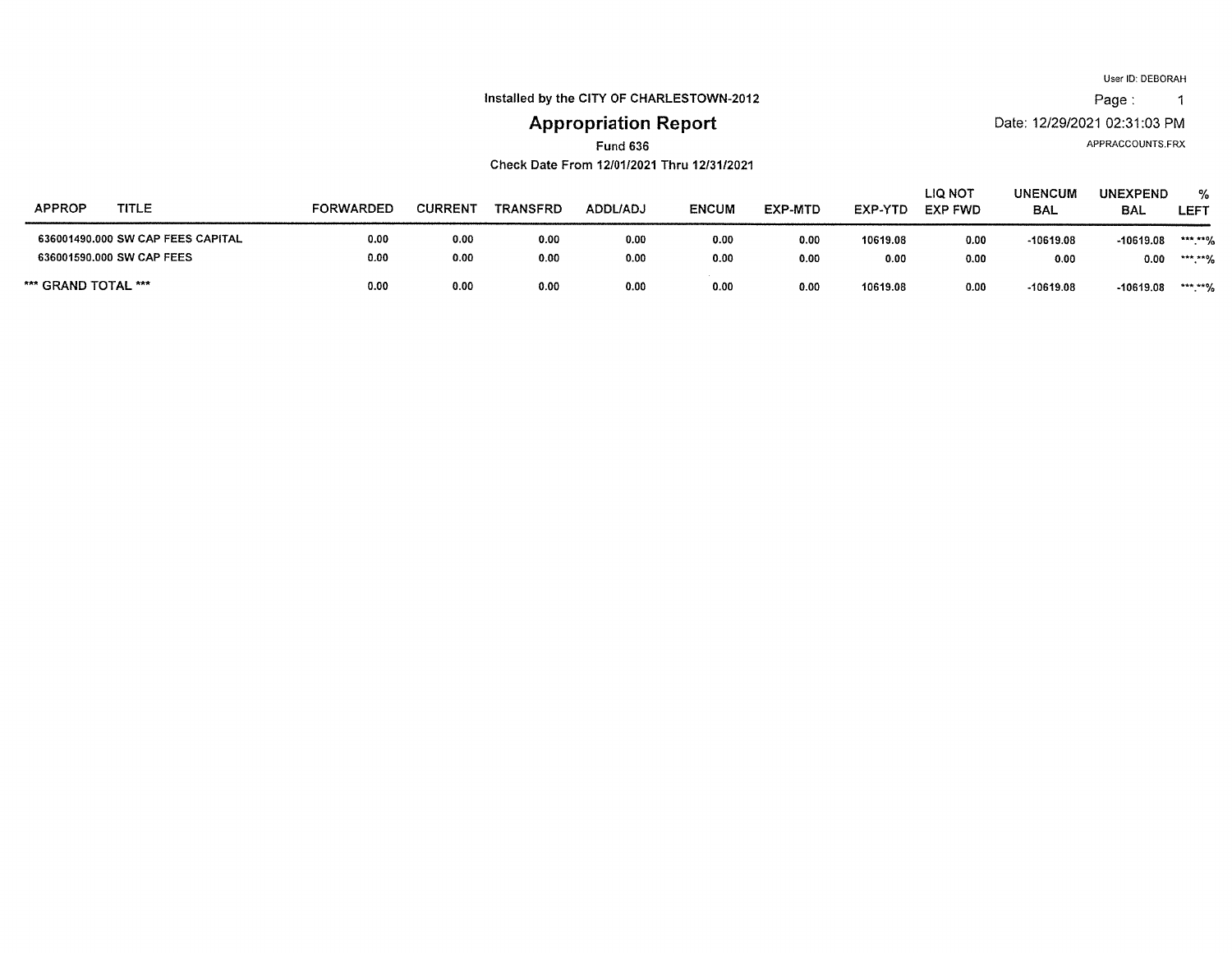User ID: DEBORAH

Installed by the CITY OF CHARLESTOWN-2012

Page : 1

# Appropriation Report

Date: 12/29/2021 02:31:03 PM

APPRACCOUNTS.FRX

**Fund 636**

Check Date From 12/01/2021 Thru 12/31/2021

| APPROP | TITLE | FORWARDED | CURRENT | TRANSFRD | ADDL/ADJ | ENCUM | EXP-MTD | EXP-YTD | LIQ NOT EXP FWD | UNENCUM BAL | UNEXPEND BAL | % LEFT |
|---|---|---|---|---|---|---|---|---|---|---|---|---|
| 636001490.000 | SW CAP FEES CAPITAL | 0.00 | 0.00 | 0.00 | 0.00 | 0.00 | 0.00 | 10619.08 | 0.00 | -10619.08 | -10619.08 | ***.**% |
| 636001590.000 | SW CAP FEES | 0.00 | 0.00 | 0.00 | 0.00 | 0.00 | 0.00 | 0.00 | 0.00 | 0.00 | 0.00 | ***.**% |
| *** GRAND TOTAL *** | | 0.00 | 0.00 | 0.00 | 0.00 | 0.00 | 0.00 | 10619.08 | 0.00 | -10619.08 | -10619.08 | ***.**% |